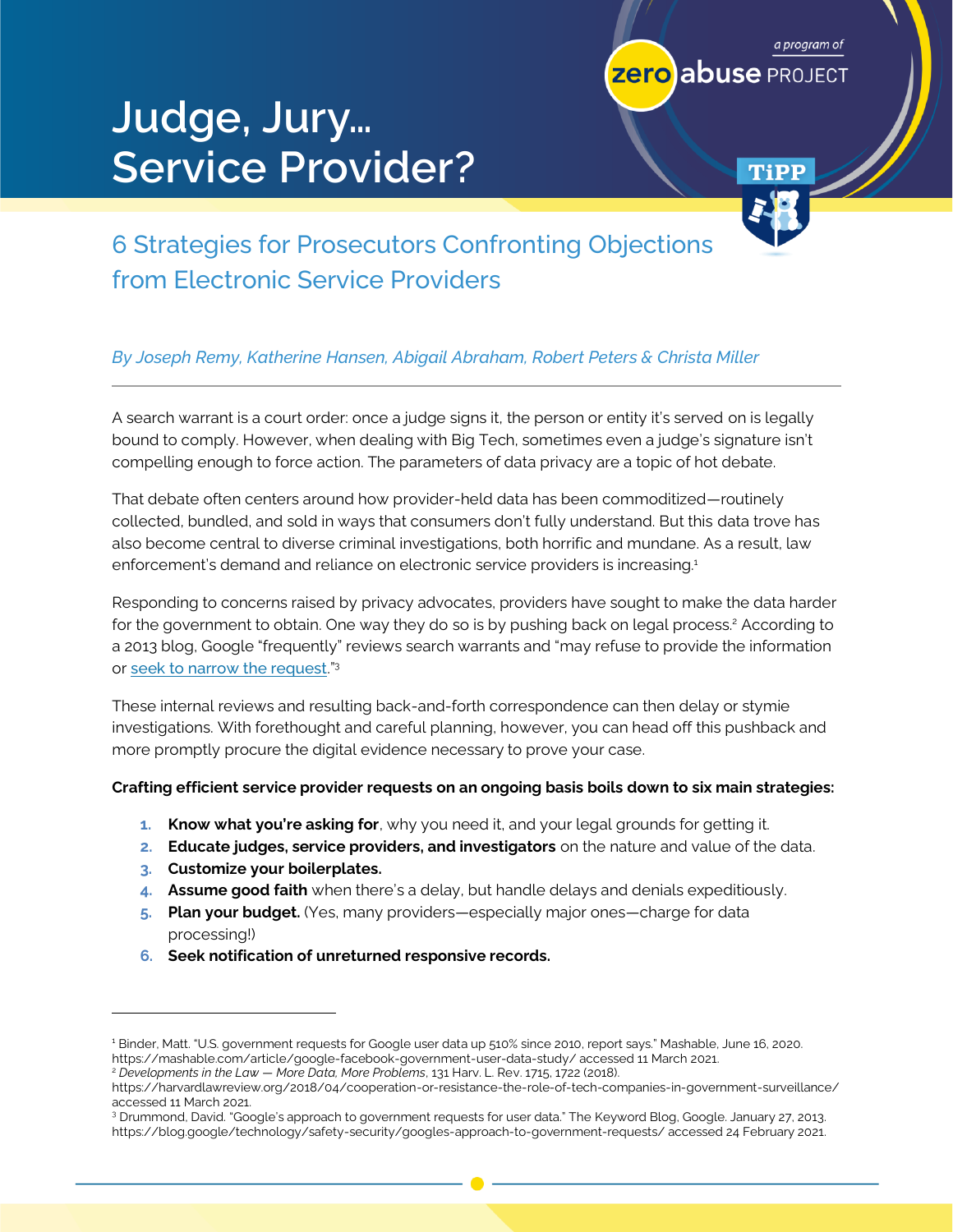a program of **zero abuse PROJECT**

TiPP

# Judge, Jury… Service Provider?

## 6 Strategies for Prosecutors Confronting Objections from Electronic Service Providers

*By Joseph Remy, Katherine Hansen, Abigail Abraham, Robert Peters & Christa Miller*

---

A search warrant is a court order: once a judge signs it, the person or entity it's served on is legally bound to comply. However, when dealing with Big Tech, sometimes even a judge's signature isn't compelling enough to force action. The parameters of data privacy are a topic of hot debate.

That debate often centers around how provider-held data has been commoditized—routinely collected, bundled, and sold in ways that consumers don't fully understand. But this data trove has also become central to diverse criminal investigations, both horrific and mundane. As a result, law enforcement's demand and reliance on electronic service providers is increasing.[1]

Responding to concerns raised by privacy advocates, providers have sought to make the data harder for the government to obtain. One way they do so is by pushing back on legal process.[2] According to a 2013 blog, Google "frequently" reviews search warrants and "may refuse to provide the information or seek to narrow the request."[3]

These internal reviews and resulting back-and-forth correspondence can then delay or stymie investigations. With forethought and careful planning, however, you can head off this pushback and more promptly procure the digital evidence necessary to prove your case.

**Crafting efficient service provider requests on an ongoing basis boils down to six main strategies:**

1. **Know what you're asking for**, why you need it, and your legal grounds for getting it.
2. **Educate judges, service providers, and investigators** on the nature and value of the data.
3. **Customize your boilerplates.**
4. **Assume good faith** when there's a delay, but handle delays and denials expeditiously.
5. **Plan your budget.** (Yes, many providers—especially major ones—charge for data processing!)
6. **Seek notification of unreturned responsive records.**

---

[1] Binder, Matt. "U.S. government requests for Google user data up 510% since 2010, report says." Mashable, June 16, 2020. https://mashable.com/article/google-facebook-government-user-data-study/ accessed 11 March 2021.

[2] *Developments in the Law — More Data, More Problems*, 131 Harv. L. Rev. 1715, 1722 (2018). https://harvardlawreview.org/2018/04/cooperation-or-resistance-the-role-of-tech-companies-in-government-surveillance/ accessed 11 March 2021.

[3] Drummond, David. "Google's approach to government requests for user data." The Keyword Blog, Google. January 27, 2013. https://blog.google/technology/safety-security/googles-approach-to-government-requests/ accessed 24 February 2021.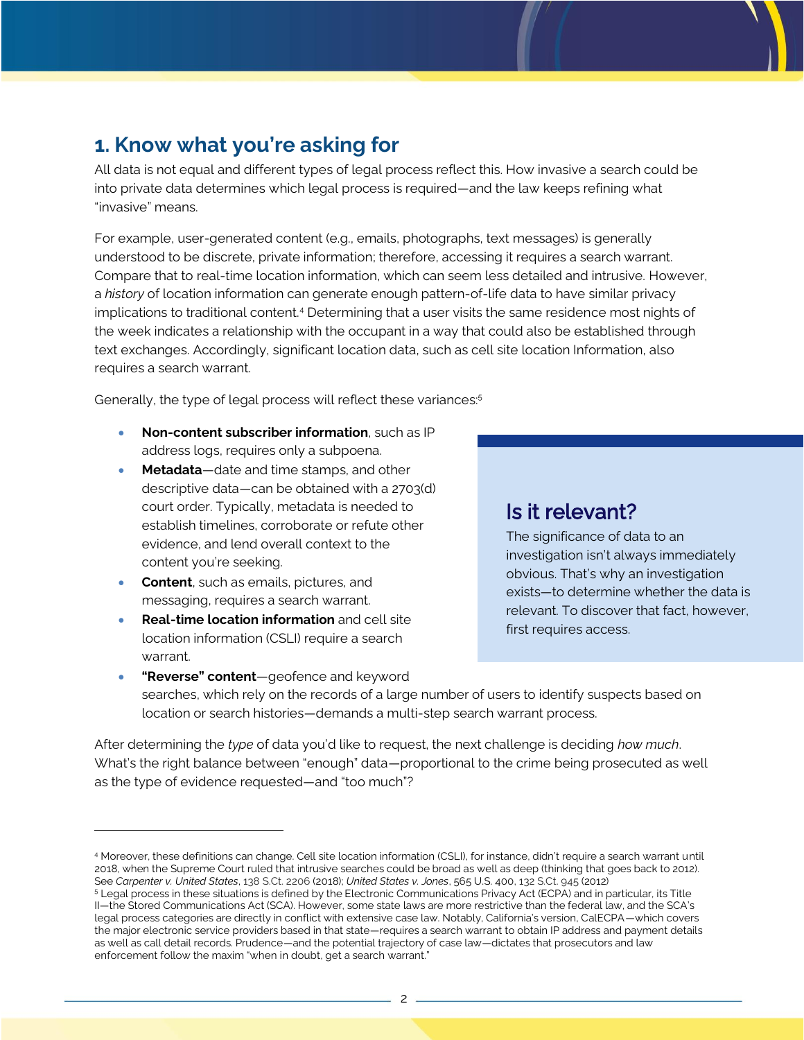## 1. Know what you're asking for

All data is not equal and different types of legal process reflect this. How invasive a search could be into private data determines which legal process is required—and the law keeps refining what "invasive" means.

For example, user-generated content (e.g., emails, photographs, text messages) is generally understood to be discrete, private information; therefore, accessing it requires a search warrant. Compare that to real-time location information, which can seem less detailed and intrusive. However, a *history* of location information can generate enough pattern-of-life data to have similar privacy implications to traditional content.[4] Determining that a user visits the same residence most nights of the week indicates a relationship with the occupant in a way that could also be established through text exchanges. Accordingly, significant location data, such as cell site location Information, also requires a search warrant.

Generally, the type of legal process will reflect these variances:[5]

- **Non-content subscriber information**, such as IP address logs, requires only a subpoena.
- **Metadata**—date and time stamps, and other descriptive data—can be obtained with a 2703(d) court order. Typically, metadata is needed to establish timelines, corroborate or refute other evidence, and lend overall context to the content you're seeking.
- **Content**, such as emails, pictures, and messaging, requires a search warrant.
- **Real-time location information** and cell site location information (CSLI) require a search warrant.
- **"Reverse" content**—geofence and keyword searches, which rely on the records of a large number of users to identify suspects based on location or search histories—demands a multi-step search warrant process.

### Is it relevant?

The significance of data to an investigation isn't always immediately obvious. That's why an investigation exists—to determine whether the data is relevant. To discover that fact, however, first requires access.

After determining the *type* of data you'd like to request, the next challenge is deciding *how much*. What's the right balance between "enough" data—proportional to the crime being prosecuted as well as the type of evidence requested—and "too much"?

---

[4] Moreover, these definitions can change. Cell site location information (CSLI), for instance, didn't require a search warrant until 2018, when the Supreme Court ruled that intrusive searches could be broad as well as deep (thinking that goes back to 2012). See *Carpenter v. United States*, 138 S.Ct. 2206 (2018); *United States v. Jones*, 565 U.S. 400, 132 S.Ct. 945 (2012)

[5] Legal process in these situations is defined by the Electronic Communications Privacy Act (ECPA) and in particular, its Title II—the Stored Communications Act (SCA). However, some state laws are more restrictive than the federal law, and the SCA's legal process categories are directly in conflict with extensive case law. Notably, California's version, CalECPA—which covers the major electronic service providers based in that state—requires a search warrant to obtain IP address and payment details as well as call detail records. Prudence—and the potential trajectory of case law—dictates that prosecutors and law enforcement follow the maxim "when in doubt, get a search warrant."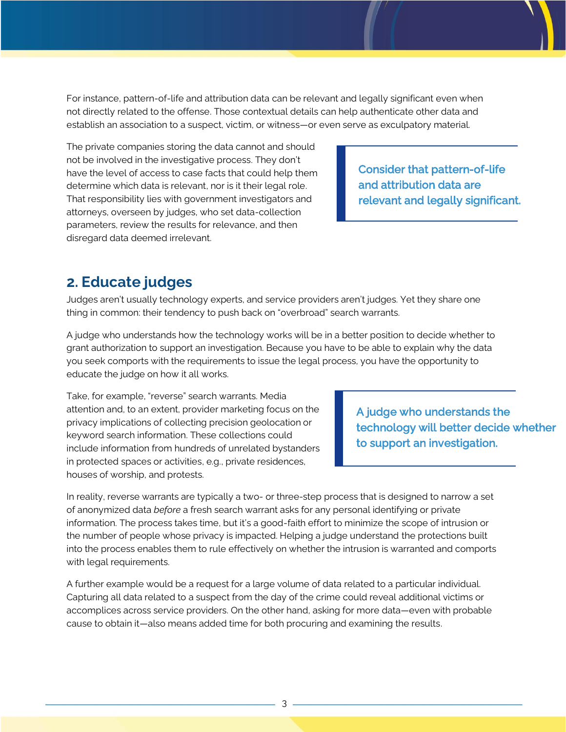For instance, pattern-of-life and attribution data can be relevant and legally significant even when not directly related to the offense. Those contextual details can help authenticate other data and establish an association to a suspect, victim, or witness—or even serve as exculpatory material.

The private companies storing the data cannot and should not be involved in the investigative process. They don't have the level of access to case facts that could help them determine which data is relevant, nor is it their legal role. That responsibility lies with government investigators and attorneys, overseen by judges, who set data-collection parameters, review the results for relevance, and then disregard data deemed irrelevant.

> **Consider that pattern-of-life and attribution data are relevant and legally significant.**

## 2. Educate judges

Judges aren't usually technology experts, and service providers aren't judges. Yet they share one thing in common: their tendency to push back on "overbroad" search warrants.

A judge who understands how the technology works will be in a better position to decide whether to grant authorization to support an investigation. Because you have to be able to explain why the data you seek comports with the requirements to issue the legal process, you have the opportunity to educate the judge on how it all works.

Take, for example, "reverse" search warrants. Media attention and, to an extent, provider marketing focus on the privacy implications of collecting precision geolocation or keyword search information. These collections could include information from hundreds of unrelated bystanders in protected spaces or activities, e.g., private residences, houses of worship, and protests.

> **A judge who understands the technology will better decide whether to support an investigation.**

In reality, reverse warrants are typically a two- or three-step process that is designed to narrow a set of anonymized data *before* a fresh search warrant asks for any personal identifying or private information. The process takes time, but it's a good-faith effort to minimize the scope of intrusion or the number of people whose privacy is impacted. Helping a judge understand the protections built into the process enables them to rule effectively on whether the intrusion is warranted and comports with legal requirements.

A further example would be a request for a large volume of data related to a particular individual. Capturing all data related to a suspect from the day of the crime could reveal additional victims or accomplices across service providers. On the other hand, asking for more data—even with probable cause to obtain it—also means added time for both procuring and examining the results.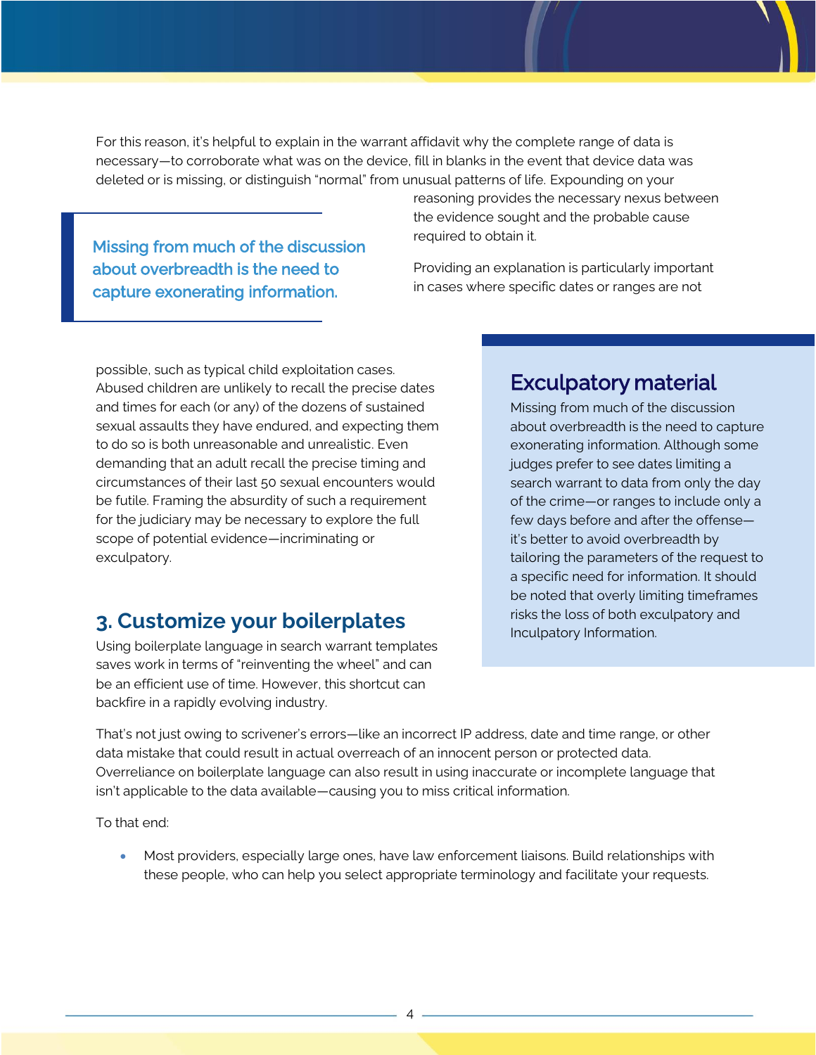For this reason, it's helpful to explain in the warrant affidavit why the complete range of data is necessary—to corroborate what was on the device, fill in blanks in the event that device data was deleted or is missing, or distinguish "normal" from unusual patterns of life. Expounding on your reasoning provides the necessary nexus between the evidence sought and the probable cause required to obtain it.

> Missing from much of the discussion about overbreadth is the need to capture exonerating information.

Providing an explanation is particularly important in cases where specific dates or ranges are not possible, such as typical child exploitation cases. Abused children are unlikely to recall the precise dates and times for each (or any) of the dozens of sustained sexual assaults they have endured, and expecting them to do so is both unreasonable and unrealistic. Even demanding that an adult recall the precise timing and circumstances of their last 50 sexual encounters would be futile. Framing the absurdity of such a requirement for the judiciary may be necessary to explore the full scope of potential evidence—incriminating or exculpatory.

### Exculpatory material

Missing from much of the discussion about overbreadth is the need to capture exonerating information. Although some judges prefer to see dates limiting a search warrant to data from only the day of the crime—or ranges to include only a few days before and after the offense—it's better to avoid overbreadth by tailoring the parameters of the request to a specific need for information. It should be noted that overly limiting timeframes risks the loss of both exculpatory and Inculpatory Information.

## 3. Customize your boilerplates

Using boilerplate language in search warrant templates saves work in terms of "reinventing the wheel" and can be an efficient use of time. However, this shortcut can backfire in a rapidly evolving industry.

That's not just owing to scrivener's errors—like an incorrect IP address, date and time range, or other data mistake that could result in actual overreach of an innocent person or protected data. Overreliance on boilerplate language can also result in using inaccurate or incomplete language that isn't applicable to the data available—causing you to miss critical information.

To that end:

- Most providers, especially large ones, have law enforcement liaisons. Build relationships with these people, who can help you select appropriate terminology and facilitate your requests.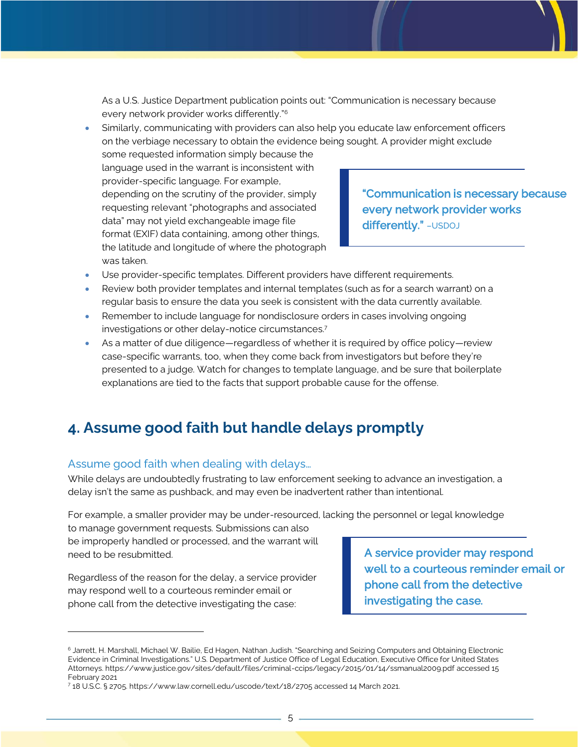As a U.S. Justice Department publication points out: "Communication is necessary because every network provider works differently."[6]

- Similarly, communicating with providers can also help you educate law enforcement officers on the verbiage necessary to obtain the evidence being sought. A provider might exclude some requested information simply because the language used in the warrant is inconsistent with provider-specific language. For example, depending on the scrutiny of the provider, simply requesting relevant "photographs and associated data" may not yield exchangeable image file format (EXIF) data containing, among other things, the latitude and longitude of where the photograph was taken.

> **"Communication is necessary because every network provider works differently."** –USDOJ

- Use provider-specific templates. Different providers have different requirements.
- Review both provider templates and internal templates (such as for a search warrant) on a regular basis to ensure the data you seek is consistent with the data currently available.
- Remember to include language for nondisclosure orders in cases involving ongoing investigations or other delay-notice circumstances.[7]
- As a matter of due diligence—regardless of whether it is required by office policy—review case-specific warrants, too, when they come back from investigators but before they're presented to a judge. Watch for changes to template language, and be sure that boilerplate explanations are tied to the facts that support probable cause for the offense.

## 4. Assume good faith but handle delays promptly

### Assume good faith when dealing with delays…

While delays are undoubtedly frustrating to law enforcement seeking to advance an investigation, a delay isn't the same as pushback, and may even be inadvertent rather than intentional.

For example, a smaller provider may be under-resourced, lacking the personnel or legal knowledge to manage government requests. Submissions can also be improperly handled or processed, and the warrant will need to be resubmitted.

Regardless of the reason for the delay, a service provider may respond well to a courteous reminder email or phone call from the detective investigating the case:

> **A service provider may respond well to a courteous reminder email or phone call from the detective investigating the case.**

---

[6] Jarrett, H. Marshall, Michael W. Bailie, Ed Hagen, Nathan Judish. "Searching and Seizing Computers and Obtaining Electronic Evidence in Criminal Investigations." U.S. Department of Justice Office of Legal Education, Executive Office for United States Attorneys. https://www.justice.gov/sites/default/files/criminal-ccips/legacy/2015/01/14/ssmanual2009.pdf accessed 15 February 2021

[7] 18 U.S.C. § 2705. https://www.law.cornell.edu/uscode/text/18/2705 accessed 14 March 2021.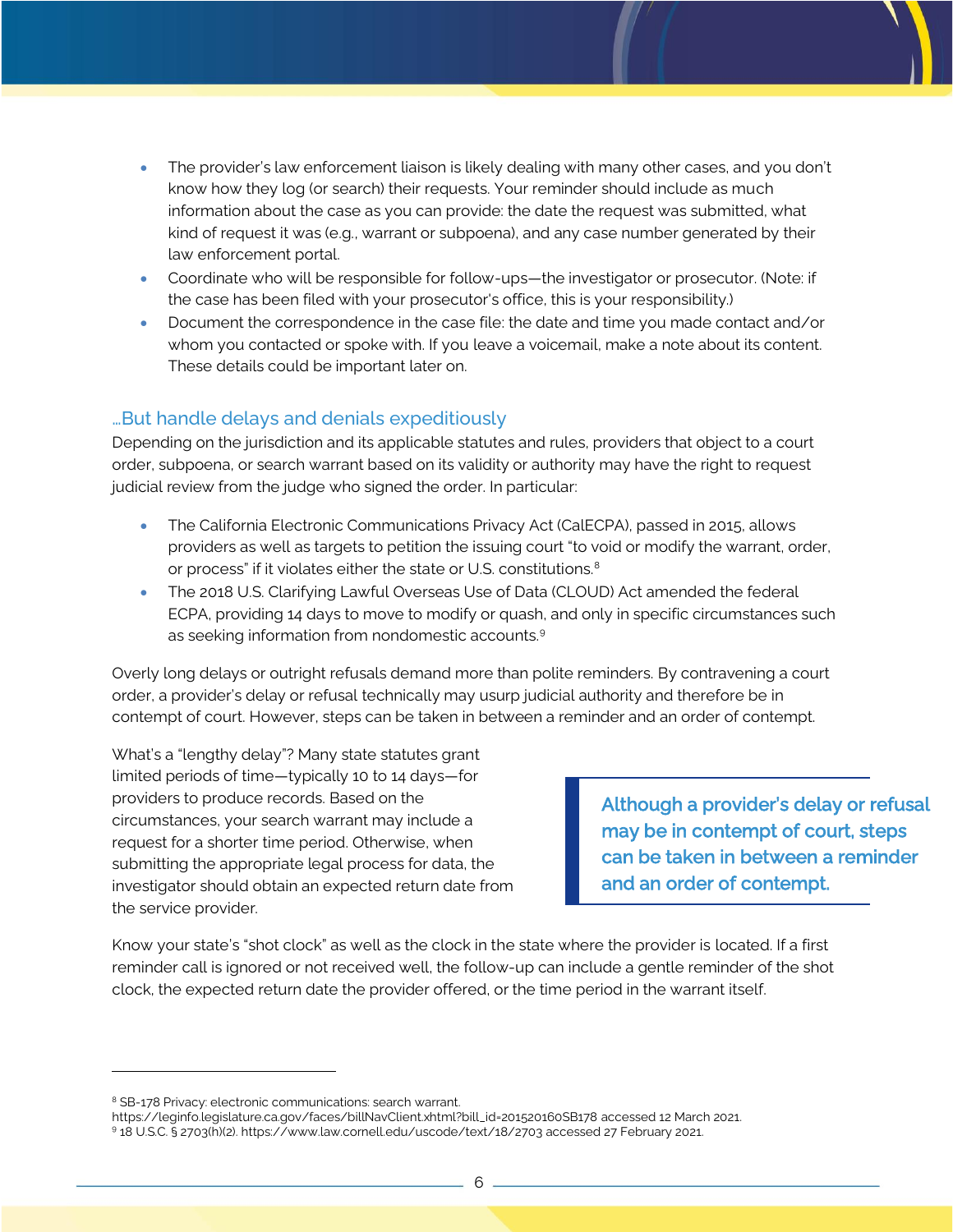- The provider's law enforcement liaison is likely dealing with many other cases, and you don't know how they log (or search) their requests. Your reminder should include as much information about the case as you can provide: the date the request was submitted, what kind of request it was (e.g., warrant or subpoena), and any case number generated by their law enforcement portal.
- Coordinate who will be responsible for follow-ups—the investigator or prosecutor. (Note: if the case has been filed with your prosecutor's office, this is your responsibility.)
- Document the correspondence in the case file: the date and time you made contact and/or whom you contacted or spoke with. If you leave a voicemail, make a note about its content. These details could be important later on.

## …But handle delays and denials expeditiously

Depending on the jurisdiction and its applicable statutes and rules, providers that object to a court order, subpoena, or search warrant based on its validity or authority may have the right to request judicial review from the judge who signed the order. In particular:

- The California Electronic Communications Privacy Act (CalECPA), passed in 2015, allows providers as well as targets to petition the issuing court "to void or modify the warrant, order, or process" if it violates either the state or U.S. constitutions.[8]
- The 2018 U.S. Clarifying Lawful Overseas Use of Data (CLOUD) Act amended the federal ECPA, providing 14 days to move to modify or quash, and only in specific circumstances such as seeking information from nondomestic accounts.[9]

Overly long delays or outright refusals demand more than polite reminders. By contravening a court order, a provider's delay or refusal technically may usurp judicial authority and therefore be in contempt of court. However, steps can be taken in between a reminder and an order of contempt.

What's a "lengthy delay"? Many state statutes grant limited periods of time—typically 10 to 14 days—for providers to produce records. Based on the circumstances, your search warrant may include a request for a shorter time period. Otherwise, when submitting the appropriate legal process for data, the investigator should obtain an expected return date from the service provider.

> **Although a provider's delay or refusal may be in contempt of court, steps can be taken in between a reminder and an order of contempt.**

Know your state's "shot clock" as well as the clock in the state where the provider is located. If a first reminder call is ignored or not received well, the follow-up can include a gentle reminder of the shot clock, the expected return date the provider offered, or the time period in the warrant itself.

---

[8] SB-178 Privacy: electronic communications: search warrant. https://leginfo.legislature.ca.gov/faces/billNavClient.xhtml?bill_id=201520160SB178 accessed 12 March 2021.

[9] 18 U.S.C. § 2703(h)(2). https://www.law.cornell.edu/uscode/text/18/2703 accessed 27 February 2021.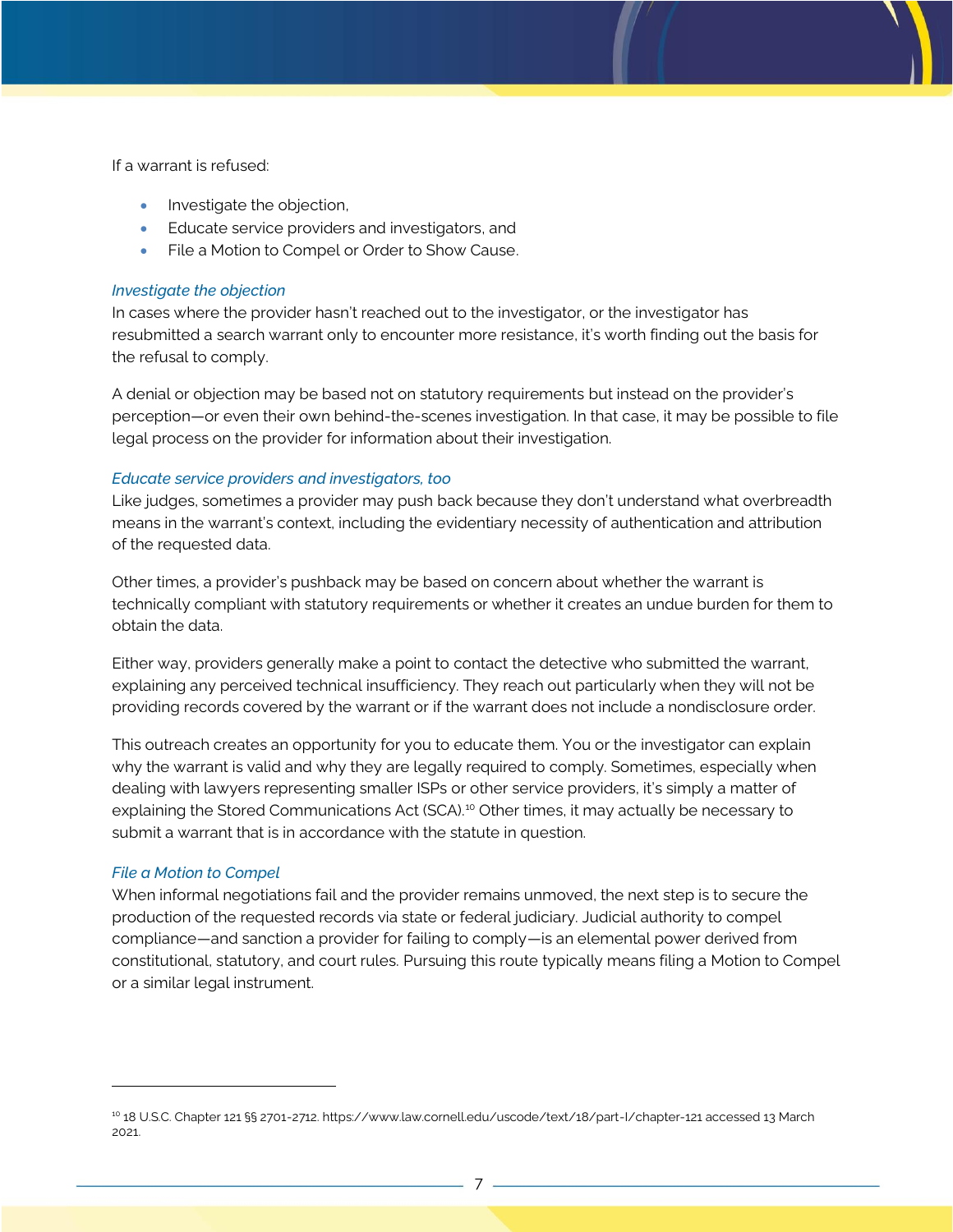If a warrant is refused:

- Investigate the objection,
- Educate service providers and investigators, and
- File a Motion to Compel or Order to Show Cause.

### *Investigate the objection*

In cases where the provider hasn't reached out to the investigator, or the investigator has resubmitted a search warrant only to encounter more resistance, it's worth finding out the basis for the refusal to comply.

A denial or objection may be based not on statutory requirements but instead on the provider's perception—or even their own behind-the-scenes investigation. In that case, it may be possible to file legal process on the provider for information about their investigation.

### *Educate service providers and investigators, too*

Like judges, sometimes a provider may push back because they don't understand what overbreadth means in the warrant's context, including the evidentiary necessity of authentication and attribution of the requested data.

Other times, a provider's pushback may be based on concern about whether the warrant is technically compliant with statutory requirements or whether it creates an undue burden for them to obtain the data.

Either way, providers generally make a point to contact the detective who submitted the warrant, explaining any perceived technical insufficiency. They reach out particularly when they will not be providing records covered by the warrant or if the warrant does not include a nondisclosure order.

This outreach creates an opportunity for you to educate them. You or the investigator can explain why the warrant is valid and why they are legally required to comply. Sometimes, especially when dealing with lawyers representing smaller ISPs or other service providers, it's simply a matter of explaining the Stored Communications Act (SCA).[10] Other times, it may actually be necessary to submit a warrant that is in accordance with the statute in question.

### *File a Motion to Compel*

When informal negotiations fail and the provider remains unmoved, the next step is to secure the production of the requested records via state or federal judiciary. Judicial authority to compel compliance—and sanction a provider for failing to comply—is an elemental power derived from constitutional, statutory, and court rules. Pursuing this route typically means filing a Motion to Compel or a similar legal instrument.

---

[10] 18 U.S.C. Chapter 121 §§ 2701-2712. https://www.law.cornell.edu/uscode/text/18/part-I/chapter-121 accessed 13 March 2021.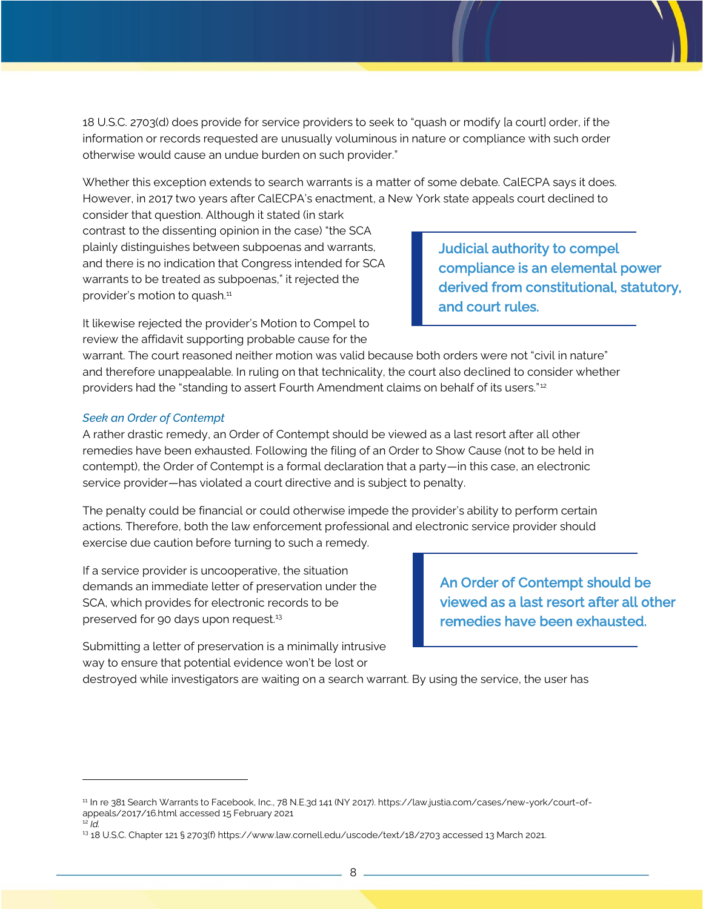18 U.S.C. 2703(d) does provide for service providers to seek to "quash or modify [a court] order, if the information or records requested are unusually voluminous in nature or compliance with such order otherwise would cause an undue burden on such provider."

Whether this exception extends to search warrants is a matter of some debate. CalECPA says it does. However, in 2017 two years after CalECPA's enactment, a New York state appeals court declined to consider that question. Although it stated (in stark contrast to the dissenting opinion in the case) "the SCA plainly distinguishes between subpoenas and warrants, and there is no indication that Congress intended for SCA warrants to be treated as subpoenas," it rejected the provider's motion to quash.[11]

> **Judicial authority to compel compliance is an elemental power derived from constitutional, statutory, and court rules.**

It likewise rejected the provider's Motion to Compel to review the affidavit supporting probable cause for the warrant. The court reasoned neither motion was valid because both orders were not "civil in nature" and therefore unappealable. In ruling on that technicality, the court also declined to consider whether providers had the "standing to assert Fourth Amendment claims on behalf of its users."[12]

### *Seek an Order of Contempt*

A rather drastic remedy, an Order of Contempt should be viewed as a last resort after all other remedies have been exhausted. Following the filing of an Order to Show Cause (not to be held in contempt), the Order of Contempt is a formal declaration that a party—in this case, an electronic service provider—has violated a court directive and is subject to penalty.

The penalty could be financial or could otherwise impede the provider's ability to perform certain actions. Therefore, both the law enforcement professional and electronic service provider should exercise due caution before turning to such a remedy.

If a service provider is uncooperative, the situation demands an immediate letter of preservation under the SCA, which provides for electronic records to be preserved for 90 days upon request.[13]

> **An Order of Contempt should be viewed as a last resort after all other remedies have been exhausted.**

Submitting a letter of preservation is a minimally intrusive way to ensure that potential evidence won't be lost or destroyed while investigators are waiting on a search warrant. By using the service, the user has

---

[11] In re 381 Search Warrants to Facebook, Inc., 78 N.E.3d 141 (NY 2017). https://law.justia.com/cases/new-york/court-of-appeals/2017/16.html accessed 15 February 2021

[12] *Id.*

[13] 18 U.S.C. Chapter 121 § 2703(f) https://www.law.cornell.edu/uscode/text/18/2703 accessed 13 March 2021.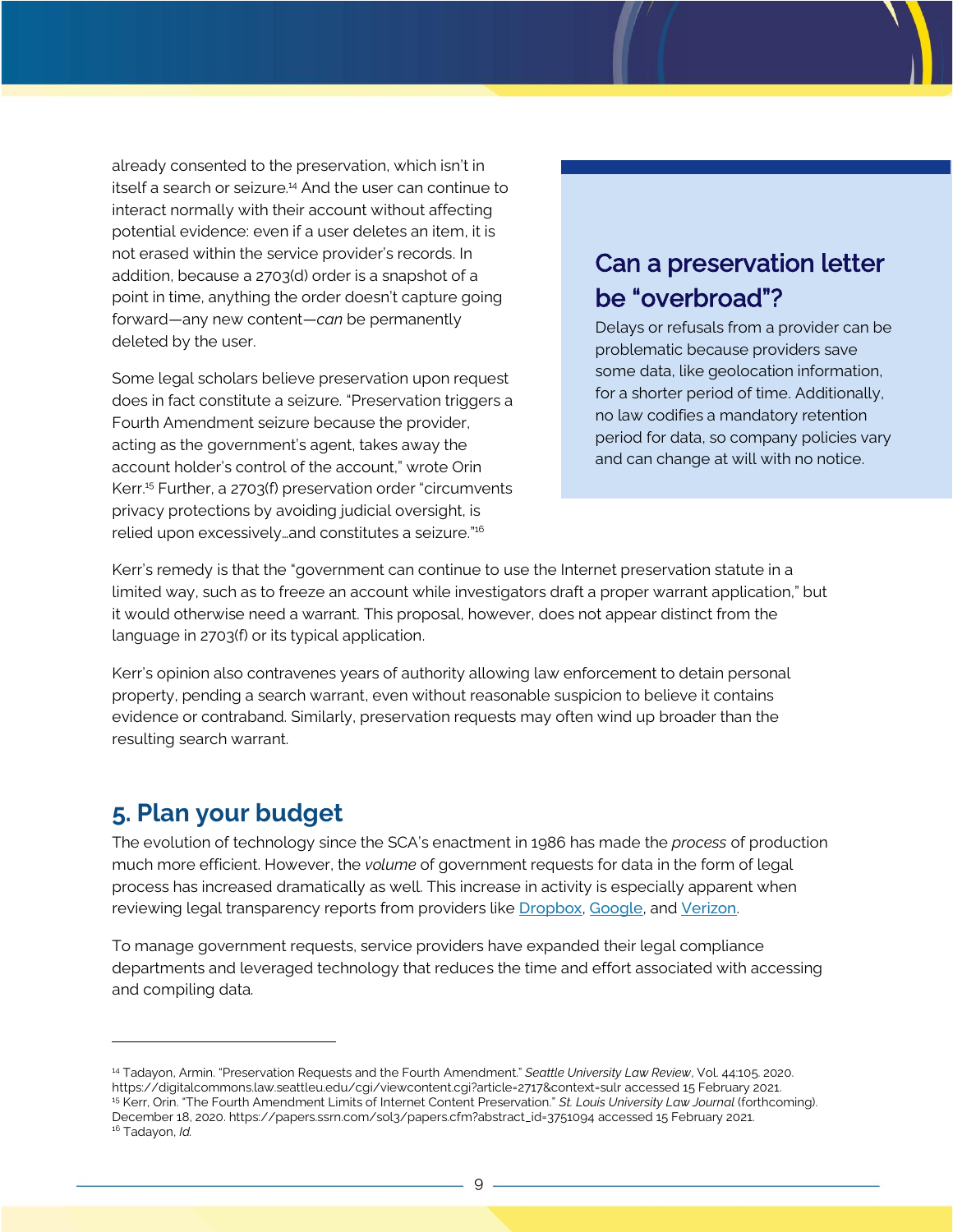already consented to the preservation, which isn't in itself a search or seizure.[14] And the user can continue to interact normally with their account without affecting potential evidence: even if a user deletes an item, it is not erased within the service provider's records. In addition, because a 2703(d) order is a snapshot of a point in time, anything the order doesn't capture going forward—any new content—*can* be permanently deleted by the user.

Some legal scholars believe preservation upon request does in fact constitute a seizure. "Preservation triggers a Fourth Amendment seizure because the provider, acting as the government's agent, takes away the account holder's control of the account," wrote Orin Kerr.[15] Further, a 2703(f) preservation order "circumvents privacy protections by avoiding judicial oversight, is relied upon excessively…and constitutes a seizure."[16]

### Can a preservation letter be "overbroad"?

Delays or refusals from a provider can be problematic because providers save some data, like geolocation information, for a shorter period of time. Additionally, no law codifies a mandatory retention period for data, so company policies vary and can change at will with no notice.

Kerr's remedy is that the "government can continue to use the Internet preservation statute in a limited way, such as to freeze an account while investigators draft a proper warrant application," but it would otherwise need a warrant. This proposal, however, does not appear distinct from the language in 2703(f) or its typical application.

Kerr's opinion also contravenes years of authority allowing law enforcement to detain personal property, pending a search warrant, even without reasonable suspicion to believe it contains evidence or contraband. Similarly, preservation requests may often wind up broader than the resulting search warrant.

## 5. Plan your budget

The evolution of technology since the SCA's enactment in 1986 has made the *process* of production much more efficient. However, the *volume* of government requests for data in the form of legal process has increased dramatically as well. This increase in activity is especially apparent when reviewing legal transparency reports from providers like Dropbox, Google, and Verizon.

To manage government requests, service providers have expanded their legal compliance departments and leveraged technology that reduces the time and effort associated with accessing and compiling data.

---

[14] Tadayon, Armin. "Preservation Requests and the Fourth Amendment." *Seattle University Law Review*, Vol. 44:105. 2020. https://digitalcommons.law.seattleu.edu/cgi/viewcontent.cgi?article=2717&context=sulr accessed 15 February 2021.

[15] Kerr, Orin. "The Fourth Amendment Limits of Internet Content Preservation." *St. Louis University Law Journal* (forthcoming). December 18, 2020. https://papers.ssrn.com/sol3/papers.cfm?abstract_id=3751094 accessed 15 February 2021.

[16] Tadayon, *Id.*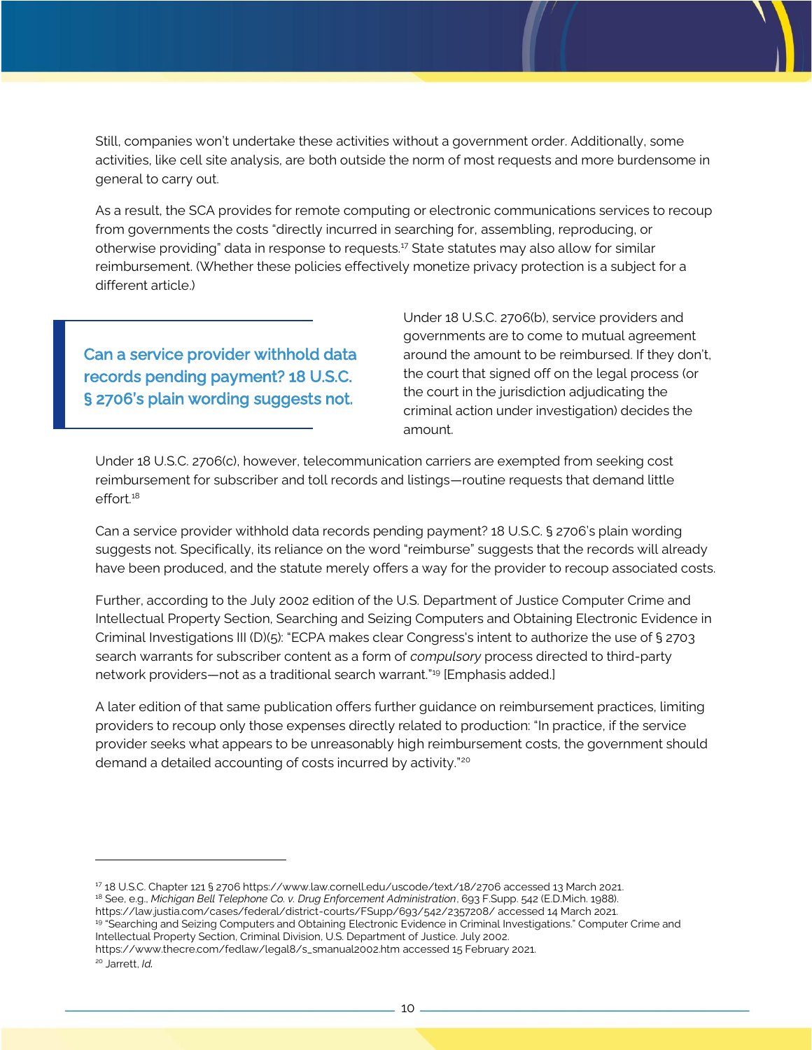Still, companies won't undertake these activities without a government order. Additionally, some activities, like cell site analysis, are both outside the norm of most requests and more burdensome in general to carry out.

As a result, the SCA provides for remote computing or electronic communications services to recoup from governments the costs "directly incurred in searching for, assembling, reproducing, or otherwise providing" data in response to requests.[17] State statutes may also allow for similar reimbursement. (Whether these policies effectively monetize privacy protection is a subject for a different article.)

> **Can a service provider withhold data records pending payment? 18 U.S.C. § 2706's plain wording suggests not.**

Under 18 U.S.C. 2706(b), service providers and governments are to come to mutual agreement around the amount to be reimbursed. If they don't, the court that signed off on the legal process (or the court in the jurisdiction adjudicating the criminal action under investigation) decides the amount.

Under 18 U.S.C. 2706(c), however, telecommunication carriers are exempted from seeking cost reimbursement for subscriber and toll records and listings—routine requests that demand little effort.[18]

Can a service provider withhold data records pending payment? 18 U.S.C. § 2706's plain wording suggests not. Specifically, its reliance on the word "reimburse" suggests that the records will already have been produced, and the statute merely offers a way for the provider to recoup associated costs.

Further, according to the July 2002 edition of the U.S. Department of Justice Computer Crime and Intellectual Property Section, Searching and Seizing Computers and Obtaining Electronic Evidence in Criminal Investigations III (D)(5): "ECPA makes clear Congress's intent to authorize the use of § 2703 search warrants for subscriber content as a form of *compulsory* process directed to third-party network providers—not as a traditional search warrant."[19] [Emphasis added.]

A later edition of that same publication offers further guidance on reimbursement practices, limiting providers to recoup only those expenses directly related to production: "In practice, if the service provider seeks what appears to be unreasonably high reimbursement costs, the government should demand a detailed accounting of costs incurred by activity."[20]

---

[17] 18 U.S.C. Chapter 121 § 2706 https://www.law.cornell.edu/uscode/text/18/2706 accessed 13 March 2021.
[18] See, e.g., *Michigan Bell Telephone Co. v. Drug Enforcement Administration*, 693 F.Supp. 542 (E.D.Mich. 1988). https://law.justia.com/cases/federal/district-courts/FSupp/693/542/2357208/ accessed 14 March 2021.
[19] "Searching and Seizing Computers and Obtaining Electronic Evidence in Criminal Investigations." Computer Crime and Intellectual Property Section, Criminal Division, U.S. Department of Justice. July 2002. https://www.thecre.com/fedlaw/legal8/s_smanual2002.htm accessed 15 February 2021.
[20] Jarrett, *Id.*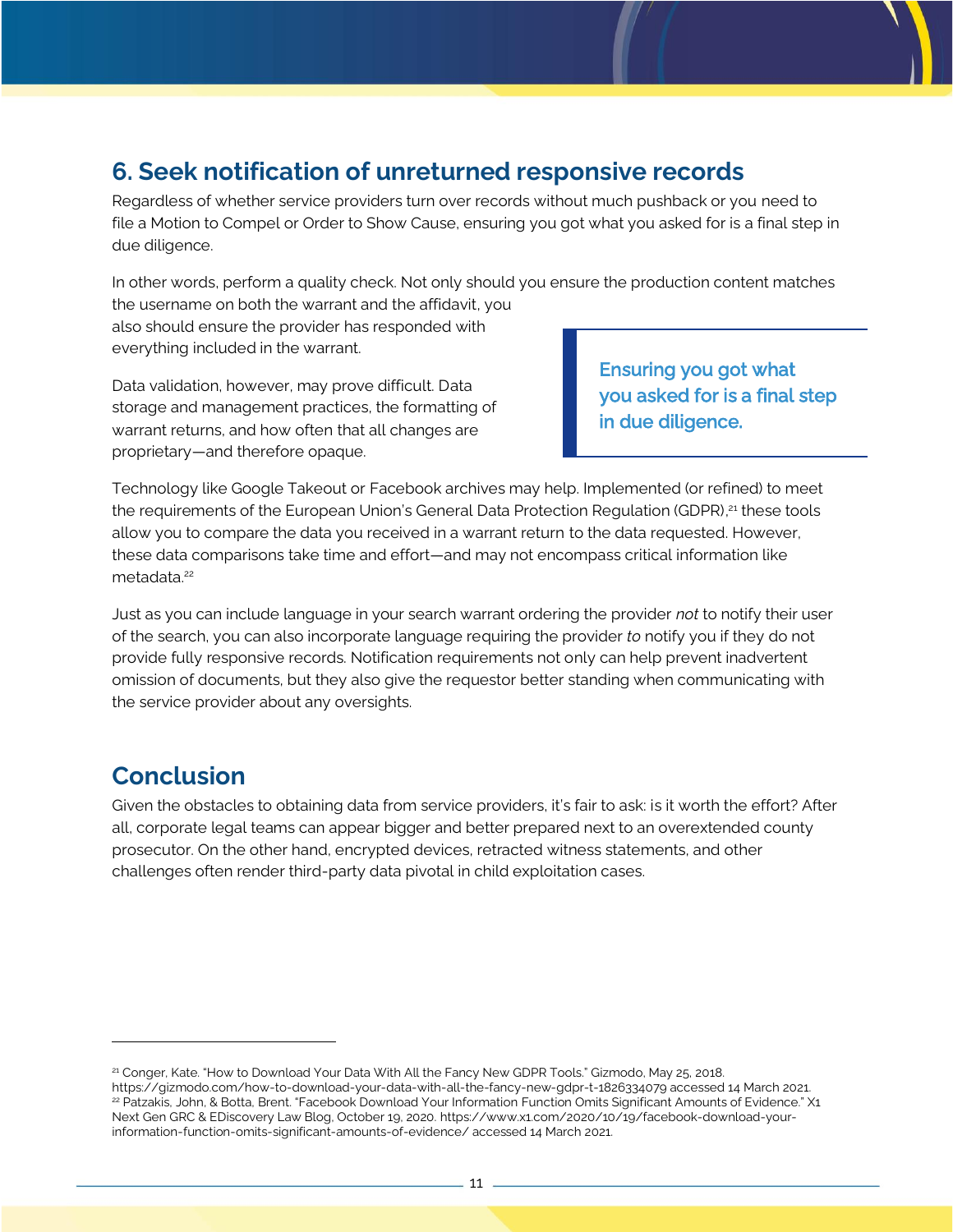## 6. Seek notification of unreturned responsive records

Regardless of whether service providers turn over records without much pushback or you need to file a Motion to Compel or Order to Show Cause, ensuring you got what you asked for is a final step in due diligence.

In other words, perform a quality check. Not only should you ensure the production content matches the username on both the warrant and the affidavit, you also should ensure the provider has responded with everything included in the warrant.

> Ensuring you got what you asked for is a final step in due diligence.

Data validation, however, may prove difficult. Data storage and management practices, the formatting of warrant returns, and how often that all changes are proprietary—and therefore opaque.

Technology like Google Takeout or Facebook archives may help. Implemented (or refined) to meet the requirements of the European Union's General Data Protection Regulation (GDPR),[21] these tools allow you to compare the data you received in a warrant return to the data requested. However, these data comparisons take time and effort—and may not encompass critical information like metadata.[22]

Just as you can include language in your search warrant ordering the provider *not* to notify their user of the search, you can also incorporate language requiring the provider *to* notify you if they do not provide fully responsive records. Notification requirements not only can help prevent inadvertent omission of documents, but they also give the requestor better standing when communicating with the service provider about any oversights.

## Conclusion

Given the obstacles to obtaining data from service providers, it's fair to ask: is it worth the effort? After all, corporate legal teams can appear bigger and better prepared next to an overextended county prosecutor. On the other hand, encrypted devices, retracted witness statements, and other challenges often render third-party data pivotal in child exploitation cases.

---

[21] Conger, Kate. "How to Download Your Data With All the Fancy New GDPR Tools." Gizmodo, May 25, 2018. https://gizmodo.com/how-to-download-your-data-with-all-the-fancy-new-gdpr-t-1826334079 accessed 14 March 2021.

[22] Patzakis, John, & Botta, Brent. "Facebook Download Your Information Function Omits Significant Amounts of Evidence." X1 Next Gen GRC & EDiscovery Law Blog, October 19, 2020. https://www.x1.com/2020/10/19/facebook-download-your-information-function-omits-significant-amounts-of-evidence/ accessed 14 March 2021.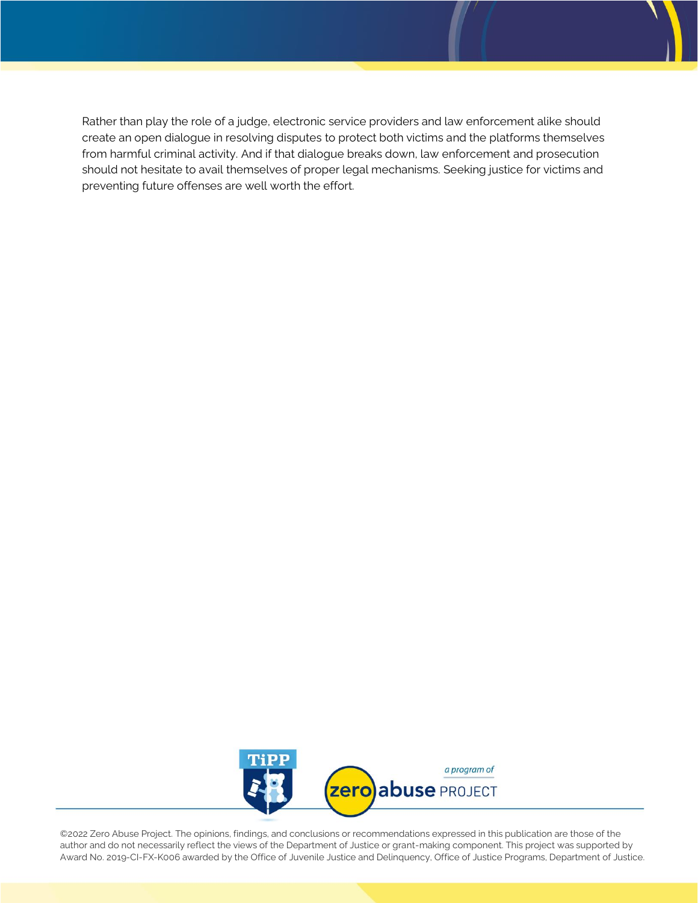Rather than play the role of a judge, electronic service providers and law enforcement alike should create an open dialogue in resolving disputes to protect both victims and the platforms themselves from harmful criminal activity. And if that dialogue breaks down, law enforcement and prosecution should not hesitate to avail themselves of proper legal mechanisms. Seeking justice for victims and preventing future offenses are well worth the effort.

©2022 Zero Abuse Project. The opinions, findings, and conclusions or recommendations expressed in this publication are those of the author and do not necessarily reflect the views of the Department of Justice or grant-making component. This project was supported by Award No. 2019-CI-FX-K006 awarded by the Office of Juvenile Justice and Delinquency, Office of Justice Programs, Department of Justice.